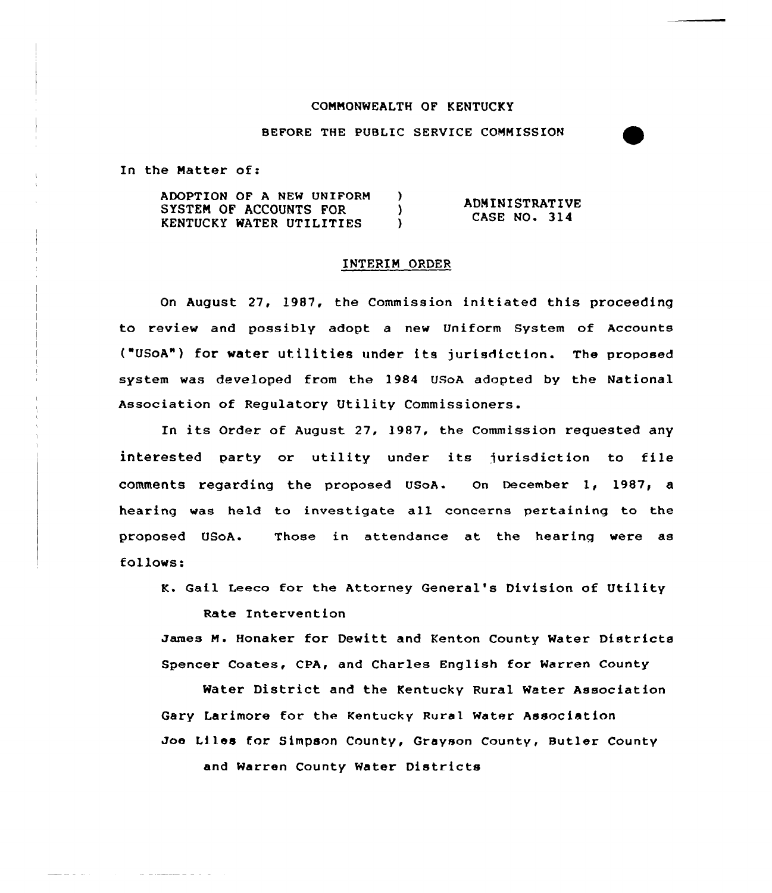COMMONWEALTH OF KENTUCKY

BEFORE THE PUBLIC SERVICE COMMISSION

In the Matter of:

| | | |
|---|---|---|
| ADOPTION OF A NEW UNIFORM SYSTEM OF ACCOUNTS FOR KENTUCKY WATER UTILITIES | ) ) ) | ADMINISTRATIVE CASE NO. 314 |

## INTERIM ORDER

On August 27, 1987, the Commission initiated this proceeding to review and possibly adopt a new Uniform System of Accounts ("USoA") for water utilities under its jurisdiction. The proposed system was developed from the 1984 USoA adopted by the National Association of Regulatory Utility Commissioners.

In its Order of August 27, 1987, the Commission requested any interested party or utility under its jurisdiction to file comments regarding the proposed USoA. On December 1, 1987, a hearing was held to investigate all concerns pertaining to the proposed USoA. Those in attendance at the hearing were as follows:

K. Gail Leeco for the Attorney General's Division of Utility Rate Intervention

James M. Honaker for Dewitt and Kenton County Water Districts

Spencer Coates, CPA, and Charles English for Warren County Water District and the Kentucky Rural Water Association

Gary Larimore for the Kentucky Rural Water Association

Joe Liles for Simpson County, Grayson County, Butler County and Warren County Water Districts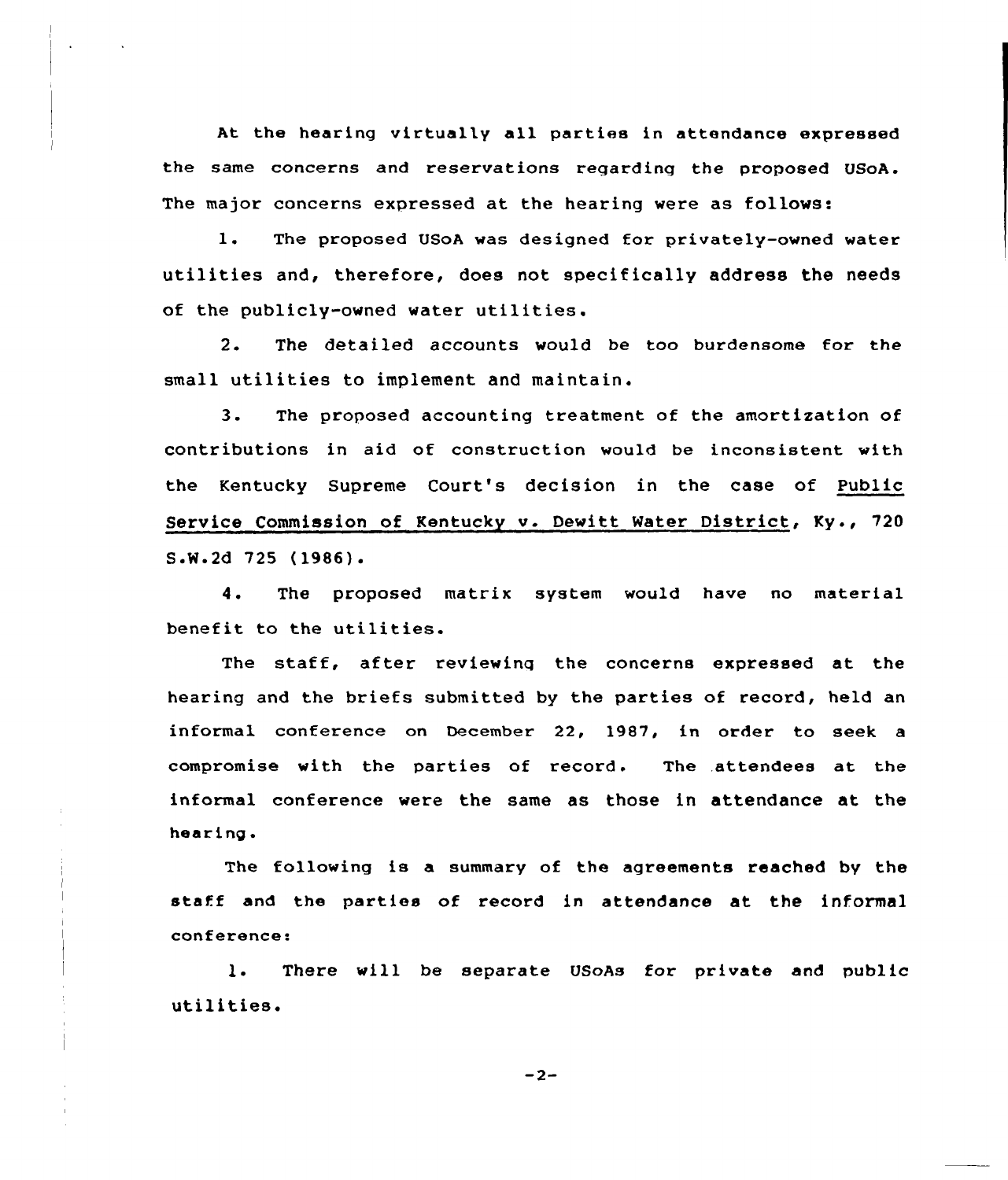At the hearing virtually all parties in attendance expressed the same concerns and reservations regarding the proposed USoA. The major concerns expressed at the hearing were as follows:

1. The proposed USoA was designed for privately-owned water utilities and, therefore, does not specifically address the needs of the publicly-owned water utilities.

2. The detailed accounts would be too burdensome for the small utilities to implement and maintain.

3. The proposed accounting treatment of the amortization of contributions in aid of construction would be inconsistent with the Kentucky Supreme Court's decision in the case of Public Service Commission of Kentucky v. Dewitt Water District, Ky., 720 S.W.2d 725 (1986).

4. The proposed matrix system would have no material benefit to the utilities.

The staff, after reviewing the concerns expressed at the hearing and the briefs submitted by the parties of record, held an informal conference on December 22, 1987, in order to seek a compromise with the parties of record. The attendees at the informal conference were the same as those in attendance at the hearing.

The following is a summary of the agreements reached by the staff and the parties of record in attendance at the informal conference:

1. There will be separate USoAs for private and public utilities.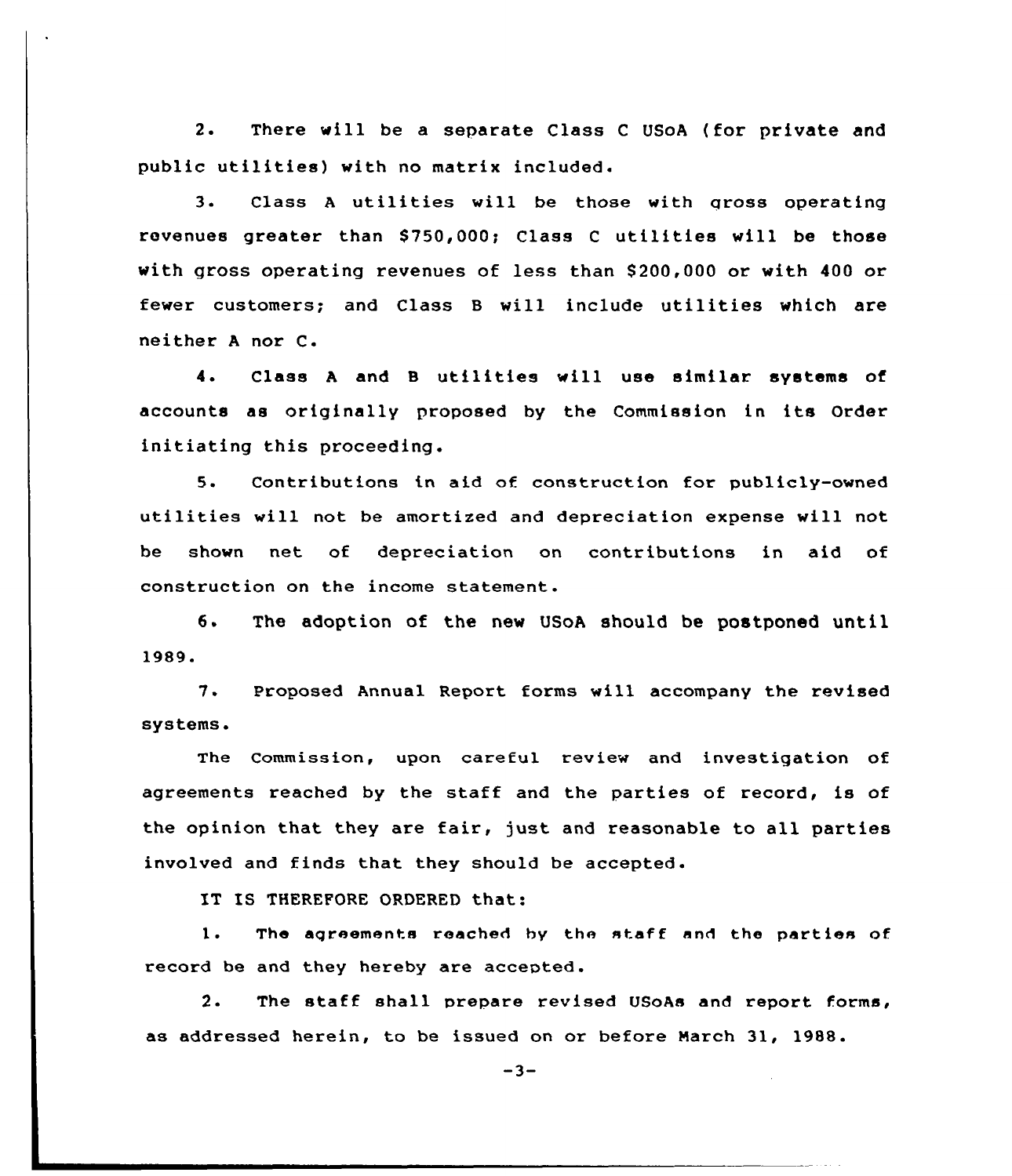2. There will be a separate Class C USoA (for private and public utilities) with no matrix included.

3. Class A utilities will be those with gross operating revenues greater than $750,000; Class C utilities will be those with gross operating revenues of less than $200,000 or with 400 or fewer customers; and Class B will include utilities which are neither A nor C.

4. Class A and B utilities will use similar systems of accounts as originally proposed by the Commission in its Order initiating this proceeding.

5. Contributions in aid of construction for publicly-owned utilities will not be amortized and depreciation expense will not be shown net of depreciation on contributions in aid of construction on the income statement.

6. The adoption of the new USoA should be postponed until 1989.

7. Proposed Annual Report forms will accompany the revised systems.

The Commission, upon careful review and investigation of agreements reached by the staff and the parties of record, is of the opinion that they are fair, just and reasonable to all parties involved and finds that they should be accepted.

IT IS THEREFORE ORDERED that:

1. The agreements reached by the staff and the parties of record be and they hereby are accepted.

2. The staff shall prepare revised USoAs and report forms, as addressed herein, to be issued on or before March 31, 1988.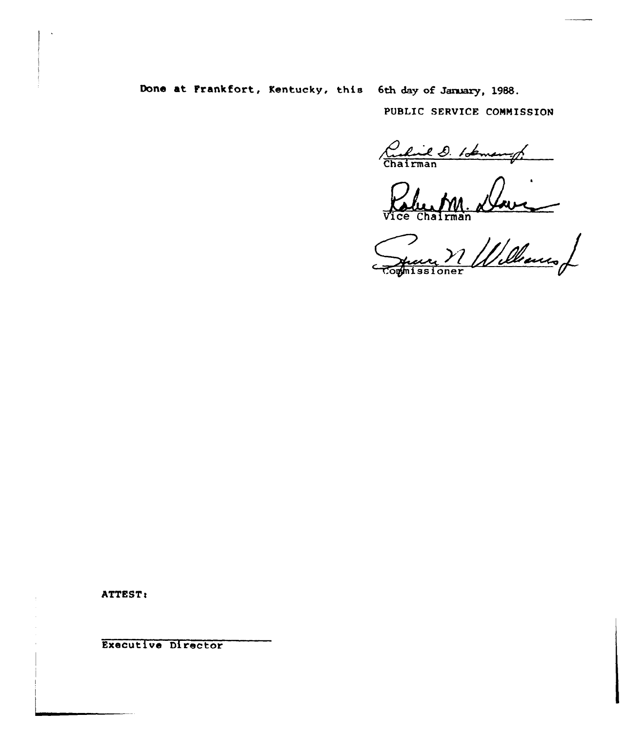Done at Frankfort, Kentucky, this 6th day of January, 1988.

PUBLIC SERVICE COMMISSION

Chairman

Vice Chairman

Commissioner

ATTEST:

Executive Director